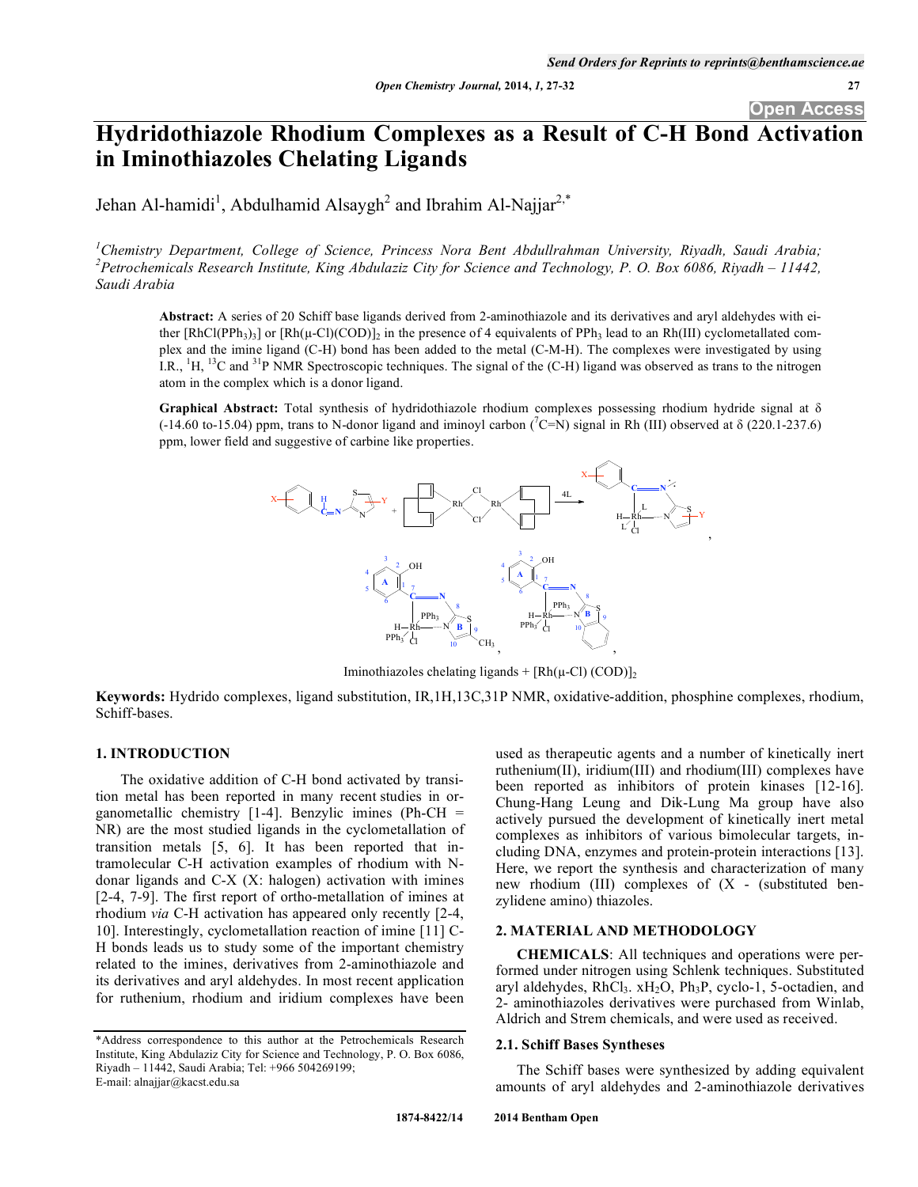Send Orders for Reprints to reprints@benthamscience.ae

Open Access

# Hydridothiazole Rhodium Complexes as a Result of C-H Bond Activation in Iminothiazoles Chelating Ligands

Jehan Al-hamidi[1], Abdulhamid Alsaygh[2] and Ibrahim Al-Najjar[2,*]

[1]*Chemistry Department, College of Science, Princess Nora Bent Abdullrahman University, Riyadh, Saudi Arabia;* [2]*Petrochemicals Research Institute, King Abdulaziz City for Science and Technology, P. O. Box 6086, Riyadh – 11442, Saudi Arabia*

**Abstract:** A series of 20 Schiff base ligands derived from 2-aminothiazole and its derivatives and aryl aldehydes with either $[RhCl(PPh_3)_3]$ or $[Rh(\mu\text{-}Cl)(COD)]_2$ in the presence of 4 equivalents of $PPh_3$ lead to an Rh(III) cyclometallated complex and the imine ligand (C-H) bond has been added to the metal (C-M-H). The complexes were investigated by using I.R., $^1H$, $^{13}C$ and $^{31}P$ NMR Spectroscopic techniques. The signal of the (C-H) ligand was observed as trans to the nitrogen atom in the complex which is a donor ligand.

**Graphical Abstract:** Total synthesis of hydridothiazole rhodium complexes possessing rhodium hydride signal at δ (-14.60 to-15.04) ppm, trans to N-donor ligand and iminoyl carbon ($^7$C=N) signal in Rh (III) observed at δ (220.1-237.6) ppm, lower field and suggestive of carbine like properties.

Iminothiazoles chelating ligands + $[Rh(\mu\text{-}Cl)(COD)]_2$

**Keywords:** Hydrido complexes, ligand substitution, IR,1H,13C,31P NMR, oxidative-addition, phosphine complexes, rhodium, Schiff-bases.

## 1. INTRODUCTION

The oxidative addition of C-H bond activated by transition metal has been reported in many recent studies in organometallic chemistry [1-4]. Benzylic imines (Ph-CH = NR) are the most studied ligands in the cyclometallation of transition metals [5, 6]. It has been reported that intramolecular C-H activation examples of rhodium with N-donar ligands and C-X (X: halogen) activation with imines [2-4, 7-9]. The first report of ortho-metallation of imines at rhodium *via* C-H activation has appeared only recently [2-4, 10]. Interestingly, cyclometallation reaction of imine [11] C-H bonds leads us to study some of the important chemistry related to the imines, derivatives from 2-aminothiazole and its derivatives and aryl aldehydes. In most recent application for ruthenium, rhodium and iridium complexes have been used as therapeutic agents and a number of kinetically inert ruthenium(II), iridium(III) and rhodium(III) complexes have been reported as inhibitors of protein kinases [12-16]. Chung-Hang Leung and Dik-Lung Ma group have also actively pursued the development of kinetically inert metal complexes as inhibitors of various bimolecular targets, including DNA, enzymes and protein-protein interactions [13]. Here, we report the synthesis and characterization of many new rhodium (III) complexes of (X - (substituted benzylidene amino) thiazoles.

## 2. MATERIAL AND METHODOLOGY

**CHEMICALS**: All techniques and operations were performed under nitrogen using Schlenk techniques. Substituted aryl aldehydes, $RhCl_3 \cdot xH_2O$, $Ph_3P$, cyclo-1, 5-octadien, and 2- aminothiazoles derivatives were purchased from Winlab, Aldrich and Strem chemicals, and were used as received.

### 2.1. Schiff Bases Syntheses

The Schiff bases were synthesized by adding equivalent amounts of aryl aldehydes and 2-aminothiazole derivatives

---

*Address correspondence to this author at the Petrochemicals Research Institute, King Abdulaziz City for Science and Technology, P. O. Box 6086, Riyadh – 11442, Saudi Arabia; Tel: +966 504269199; E-mail: alnajjar@kacst.edu.sa

1874-8422/14 2014 Bentham Open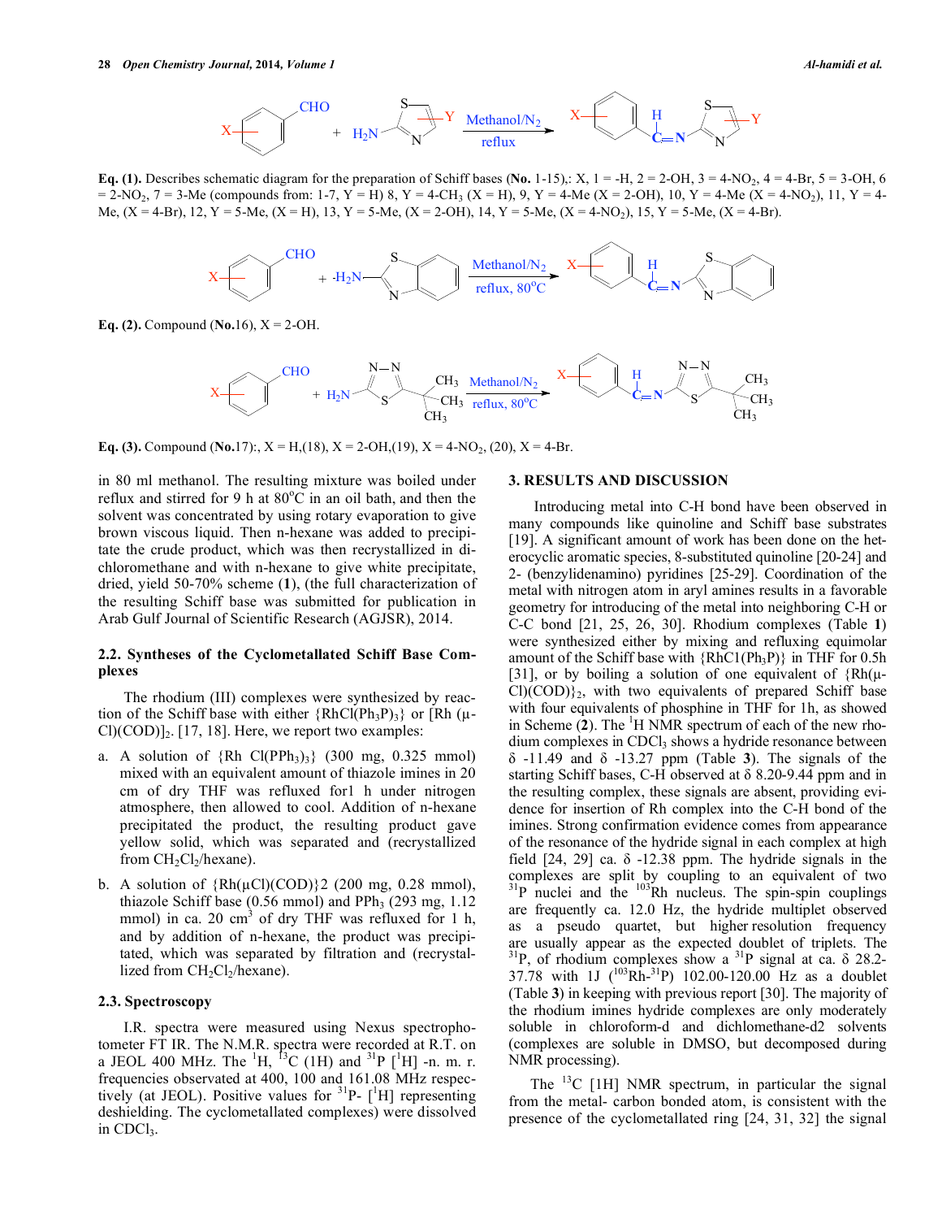**Eq. (1).** Describes schematic diagram for the preparation of Schiff bases (**No.** 1-15),: X, 1 = -H, 2 = 2-OH, 3 = 4-$NO_2$, 4 = 4-Br, 5 = 3-OH, 6 = 2-$NO_2$, 7 = 3-Me (compounds from: 1-7, Y = H) 8, Y = 4-$CH_3$ (X = H), 9, Y = 4-Me (X = 2-OH), 10, Y = 4-Me (X = 4-$NO_2$), 11, Y = 4-Me, (X = 4-Br), 12, Y = 5-Me, (X = H), 13, Y = 5-Me, (X = 2-OH), 14, Y = 5-Me, (X = 4-$NO_2$), 15, Y = 5-Me, (X = 4-Br).

**Eq. (2).** Compound (**No.**16), X = 2-OH.

**Eq. (3).** Compound (**No.**17):, X = H,(18), X = 2-OH,(19), X = 4-$NO_2$, (20), X = 4-Br.

in 80 ml methanol. The resulting mixture was boiled under reflux and stirred for 9 h at 80°C in an oil bath, and then the solvent was concentrated by using rotary evaporation to give brown viscous liquid. Then n-hexane was added to precipitate the crude product, which was then recrystallized in dichloromethane and with n-hexane to give white precipitate, dried, yield 50-70% scheme (**1**), (the full characterization of the resulting Schiff base was submitted for publication in Arab Gulf Journal of Scientific Research (AGJSR), 2014.

### 2.2. Syntheses of the Cyclometallated Schiff Base Complexes

The rhodium (III) complexes were synthesized by reaction of the Schiff base with either {$RhCl(Ph_3P)_3$} or [Rh (μ-Cl)(COD)]$_2$. [17, 18]. Here, we report two examples:

a. A solution of {Rh $Cl(PPh_3)_3$} (300 mg, 0.325 mmol) mixed with an equivalent amount of thiazole imines in 20 cm of dry THF was refluxed for1 h under nitrogen atmosphere, then allowed to cool. Addition of n-hexane precipitated the product, the resulting product gave yellow solid, which was separated and (recrystallized from $CH_2Cl_2$/hexane).

b. A solution of {Rh(μCl)(COD)}2 (200 mg, 0.28 mmol), thiazole Schiff base (0.56 mmol) and $PPh_3$ (293 mg, 1.12 mmol) in ca. 20 cm$^3$ of dry THF was refluxed for 1 h, and by addition of n-hexane, the product was precipitated, which was separated by filtration and (recrystallized from $CH_2Cl_2$/hexane).

### 2.3. Spectroscopy

I.R. spectra were measured using Nexus spectrophotometer FT IR. The N.M.R. spectra were recorded at R.T. on a JEOL 400 MHz. The $^1$H, $^{13}$C (1H) and $^{31}$P [$^1$H] -n. m. r. frequencies observated at 400, 100 and 161.08 MHz respectively (at JEOL). Positive values for $^{31}$P- [$^1$H] representing deshielding. The cyclometallated complexes) were dissolved in $CDCl_3$.

## 3. RESULTS AND DISCUSSION

Introducing metal into C-H bond have been observed in many compounds like quinoline and Schiff base substrates [19]. A significant amount of work has been done on the heterocyclic aromatic species, 8-substituted quinoline [20-24] and 2- (benzylidenamino) pyridines [25-29]. Coordination of the metal with nitrogen atom in aryl amines results in a favorable geometry for introducing of the metal into neighboring C-H or C-C bond [21, 25, 26, 30]. Rhodium complexes (Table **1**) were synthesized either by mixing and refluxing equimolar amount of the Schiff base with {$RhC1(Ph_3P)$} in THF for 0.5h [31], or by boiling a solution of one equivalent of {Rh(μ-Cl)(COD)}$_2$, with two equivalents of prepared Schiff base with four equivalents of phosphine in THF for 1h, as showed in Scheme (**2**). The $^1$H NMR spectrum of each of the new rhodium complexes in $CDCl_3$ shows a hydride resonance between δ -11.49 and δ -13.27 ppm (Table **3**). The signals of the starting Schiff bases, C-H observed at δ 8.20-9.44 ppm and in the resulting complex, these signals are absent, providing evidence for insertion of Rh complex into the C-H bond of the imines. Strong confirmation evidence comes from appearance of the resonance of the hydride signal in each complex at high field [24, 29] ca. δ -12.38 ppm. The hydride signals in the complexes are split by coupling to an equivalent of two $^{31}$P nuclei and the $^{103}$Rh nucleus. The spin-spin couplings are frequently ca. 12.0 Hz, the hydride multiplet observed as a pseudo quartet, but higher resolution frequency are usually appear as the expected doublet of triplets. The $^{31}$P, of rhodium complexes show a $^{31}$P signal at ca. δ 28.2-37.78 with 1J ($^{103}$Rh-$^{31}$P) 102.00-120.00 Hz as a doublet (Table **3**) in keeping with previous report [30]. The majority of the rhodium imines hydride complexes are only moderately soluble in chloroform-d and dichlomethane-d2 solvents (complexes are soluble in DMSO, but decomposed during NMR processing).

The $^{13}$C [1H] NMR spectrum, in particular the signal from the metal- carbon bonded atom, is consistent with the presence of the cyclometallated ring [24, 31, 32] the signal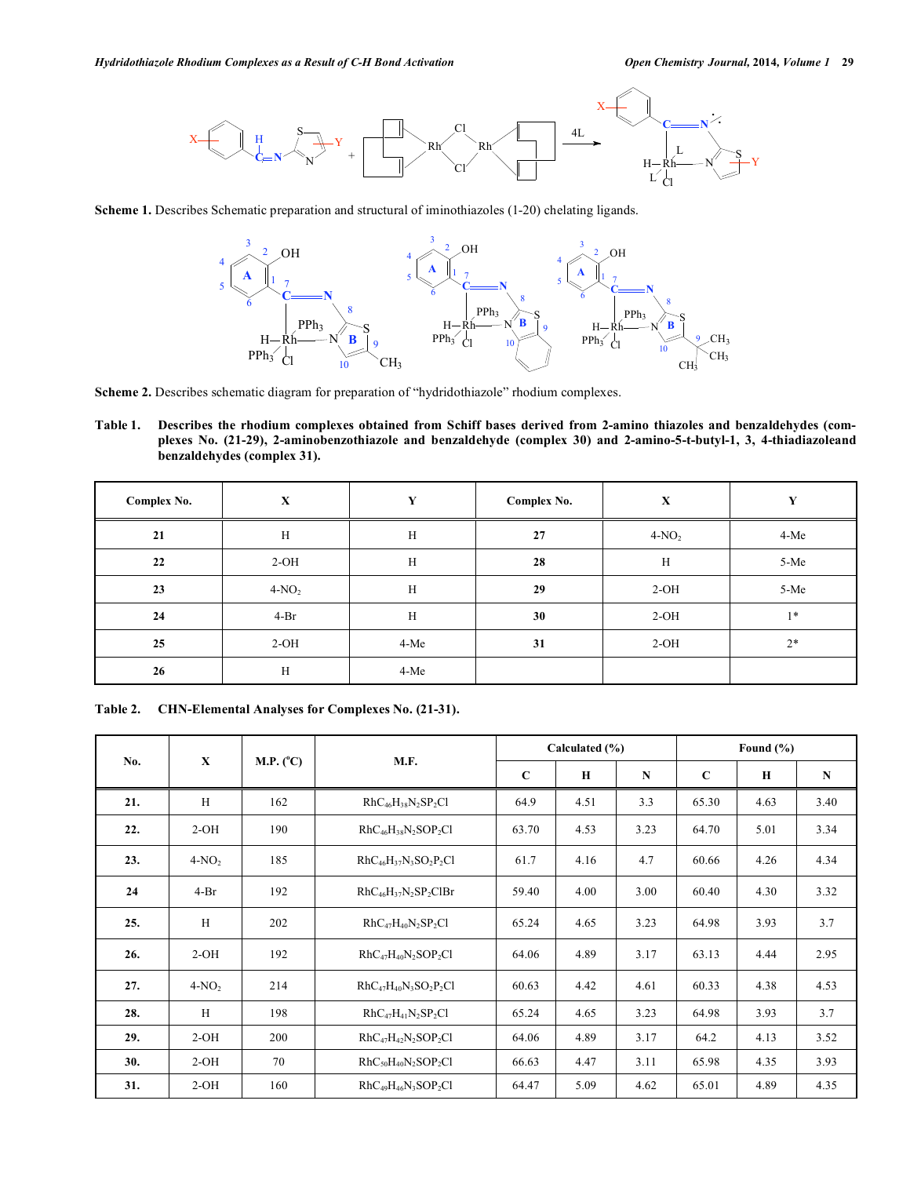**Scheme 1.** Describes Schematic preparation and structural of iminothiazoles (1-20) chelating ligands.

**Scheme 2.** Describes schematic diagram for preparation of "hydridothiazole" rhodium complexes.

**Table 1. Describes the rhodium complexes obtained from Schiff bases derived from 2-amino thiazoles and benzaldehydes (complexes No. (21-29), 2-aminobenzothiazole and benzaldehyde (complex 30) and 2-amino-5-t-butyl-1, 3, 4-thiadiazoleand benzaldehydes (complex 31).**

| Complex No. | X | Y | Complex No. | X | Y |
|---|---|---|---|---|---|
| **21** | H | H | **27** | 4-$NO_2$ | 4-Me |
| **22** | 2-OH | H | **28** | H | 5-Me |
| **23** | 4-$NO_2$ | H | **29** | 2-OH | 5-Me |
| **24** | 4-Br | H | **30** | 2-OH | 1* |
| **25** | 2-OH | 4-Me | **31** | 2-OH | 2* |
| **26** | H | 4-Me | | | |

**Table 2. CHN-Elemental Analyses for Complexes No. (21-31).**

| No. | X | M.P. (°C) | M.F. | Calculated (%) | | | Found (%) | | |
|---|---|---|---|---|---|---|---|---|---|
| | | | | C | H | N | C | H | N |
| **21.** | H | 162 | $RhC_{46}H_{38}N_2SP_2Cl$ | 64.9 | 4.51 | 3.3 | 65.30 | 4.63 | 3.40 |
| **22.** | 2-OH | 190 | $RhC_{46}H_{38}N_2SOP_2Cl$ | 63.70 | 4.53 | 3.23 | 64.70 | 5.01 | 3.34 |
| **23.** | 4-$NO_2$ | 185 | $RhC_{46}H_{37}N_3SO_2P_2Cl$ | 61.7 | 4.16 | 4.7 | 60.66 | 4.26 | 4.34 |
| **24** | 4-Br | 192 | $RhC_{46}H_{37}N_2SP_2ClBr$ | 59.40 | 4.00 | 3.00 | 60.40 | 4.30 | 3.32 |
| **25.** | H | 202 | $RhC_{47}H_{40}N_2SP_2Cl$ | 65.24 | 4.65 | 3.23 | 64.98 | 3.93 | 3.7 |
| **26.** | 2-OH | 192 | $RhC_{47}H_{40}N_2SOP_2Cl$ | 64.06 | 4.89 | 3.17 | 63.13 | 4.44 | 2.95 |
| **27.** | 4-$NO_2$ | 214 | $RhC_{47}H_{40}N_3SO_2P_2Cl$ | 60.63 | 4.42 | 4.61 | 60.33 | 4.38 | 4.53 |
| **28.** | H | 198 | $RhC_{47}H_{41}N_2SP_2Cl$ | 65.24 | 4.65 | 3.23 | 64.98 | 3.93 | 3.7 |
| **29.** | 2-OH | 200 | $RhC_{47}H_{42}N_2SOP_2Cl$ | 64.06 | 4.89 | 3.17 | 64.2 | 4.13 | 3.52 |
| **30.** | 2-OH | 70 | $RhC_{50}H_{40}N_2SOP_2Cl$ | 66.63 | 4.47 | 3.11 | 65.98 | 4.35 | 3.93 |
| **31.** | 2-OH | 160 | $RhC_{49}H_{46}N_3SOP_2Cl$ | 64.47 | 5.09 | 4.62 | 65.01 | 4.89 | 4.35 |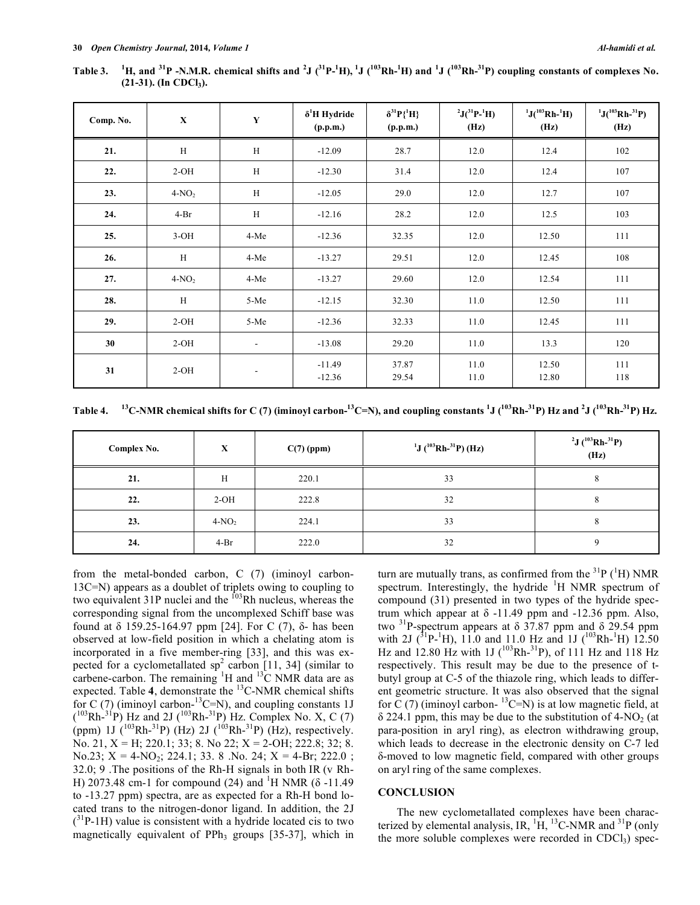**Table 3. $^{1}H$, and $^{31}P$ -N.M.R. chemical shifts and $^{2}J$ ($^{31}P$-$^{1}H$), $^{1}J$ ($^{103}Rh$-$^{1}H$) and $^{1}J$ ($^{103}Rh$-$^{31}P$) coupling constants of complexes No. (21-31). (In $CDCl_3$).**

| Comp. No. | X | Y | $\delta^{1}H$ Hydride (p.p.m.) | $\delta^{31}P\{^{1}H\}$ (p.p.m.) | $^{2}J(^{31}P-^{1}H)$ (Hz) | $^{1}J(^{103}Rh-^{1}H)$ (Hz) | $^{1}J(^{103}Rh-^{31}P)$ (Hz) |
|---|---|---|---|---|---|---|---|
| **21.** | H | H | -12.09 | 28.7 | 12.0 | 12.4 | 102 |
| **22.** | 2-OH | H | -12.30 | 31.4 | 12.0 | 12.4 | 107 |
| **23.** | 4-$NO_2$ | H | -12.05 | 29.0 | 12.0 | 12.7 | 107 |
| **24.** | 4-Br | H | -12.16 | 28.2 | 12.0 | 12.5 | 103 |
| **25.** | 3-OH | 4-Me | -12.36 | 32.35 | 12.0 | 12.50 | 111 |
| **26.** | H | 4-Me | -13.27 | 29.51 | 12.0 | 12.45 | 108 |
| **27.** | 4-$NO_2$ | 4-Me | -13.27 | 29.60 | 12.0 | 12.54 | 111 |
| **28.** | H | 5-Me | -12.15 | 32.30 | 11.0 | 12.50 | 111 |
| **29.** | 2-OH | 5-Me | -12.36 | 32.33 | 11.0 | 12.45 | 111 |
| **30** | 2-OH | - | -13.08 | 29.20 | 11.0 | 13.3 | 120 |
| **31** | 2-OH | - | -11.49<br>-12.36 | 37.87<br>29.54 | 11.0<br>11.0 | 12.50<br>12.80 | 111<br>118 |

**Table 4. $^{13}C$-NMR chemical shifts for C (7) (iminoyl carbon-$^{13}C$=N), and coupling constants $^{1}J$ ($^{103}Rh$-$^{31}P$) Hz and $^{2}J$ ($^{103}Rh$-$^{31}P$) Hz.**

| Complex No. | X | C(7) (ppm) | $^{1}J$ ($^{103}Rh$-$^{31}P$) (Hz) | $^{2}J$ ($^{103}Rh$-$^{31}P$) (Hz) |
|---|---|---|---|---|
| **21.** | H | 220.1 | 33 | 8 |
| **22.** | 2-OH | 222.8 | 32 | 8 |
| **23.** | 4-$NO_2$ | 224.1 | 33 | 8 |
| **24.** | 4-Br | 222.0 | 32 | 9 |

from the metal-bonded carbon, C (7) (iminoyl carbon-13C=N) appears as a doublet of triplets owing to coupling to two equivalent 31P nuclei and the $^{103}Rh$ nucleus, whereas the corresponding signal from the uncomplexed Schiff base was found at δ 159.25-164.97 ppm [24]. For C (7), δ- has been observed at low-field position in which a chelating atom is incorporated in a five member-ring [33], and this was expected for a cyclometallated $sp^2$ carbon [11, 34] (similar to carbene-carbon. The remaining $^{1}H$ and $^{13}C$ NMR data are as expected. Table **4**, demonstrate the $^{13}C$-NMR chemical shifts for C (7) (iminoyl carbon-$^{13}C$=N), and coupling constants 1J ($^{103}Rh$-$^{31}P$) Hz and 2J ($^{103}Rh$-$^{31}P$) Hz. Complex No. X, C (7) (ppm) 1J ($^{103}Rh$-$^{31}P$) (Hz) 2J ($^{103}Rh$-$^{31}P$) (Hz), respectively. No. 21, X = H; 220.1; 33; 8. No 22; X = 2-OH; 222.8; 32; 8. No.23; X = 4-$NO_2$; 224.1; 33. 8 .No. 24; X = 4-Br; 222.0 ; 32.0; 9 .The positions of the Rh-H signals in both IR (ν Rh-H) 2073.48 cm-1 for compound (24) and $^{1}H$ NMR (δ -11.49 to -13.27 ppm) spectra, are as expected for a Rh-H bond located trans to the nitrogen-donor ligand. In addition, the 2J ($^{31}P$-1H) value is consistent with a hydride located cis to two magnetically equivalent of $PPh_3$ groups [35-37], which in turn are mutually trans, as confirmed from the $^{31}P$ ($^{1}H$) NMR spectrum. Interestingly, the hydride $^{1}H$ NMR spectrum of compound (31) presented in two types of the hydride spectrum which appear at δ -11.49 ppm and -12.36 ppm. Also, two $^{31}P$-spectrum appears at δ 37.87 ppm and δ 29.54 ppm with 2J ($^{31}P$-$^{1}H$), 11.0 and 11.0 Hz and 1J ($^{103}Rh$-$^{1}H$) 12.50 Hz and 12.80 Hz with 1J ($^{103}Rh$-$^{31}P$), of 111 Hz and 118 Hz respectively. This result may be due to the presence of t-butyl group at C-5 of the thiazole ring, which leads to different geometric structure. It was also observed that the signal for C (7) (iminoyl carbon- $^{13}C$=N) is at low magnetic field, at δ 224.1 ppm, this may be due to the substitution of 4-$NO_2$ (at para-position in aryl ring), as electron withdrawing group, which leads to decrease in the electronic density on C-7 led δ-moved to low magnetic field, compared with other groups on aryl ring of the same complexes.

## CONCLUSION

The new cyclometallated complexes have been characterized by elemental analysis, IR, $^{1}H$, $^{13}C$-NMR and $^{31}P$ (only the more soluble complexes were recorded in $CDCl_3$) spec-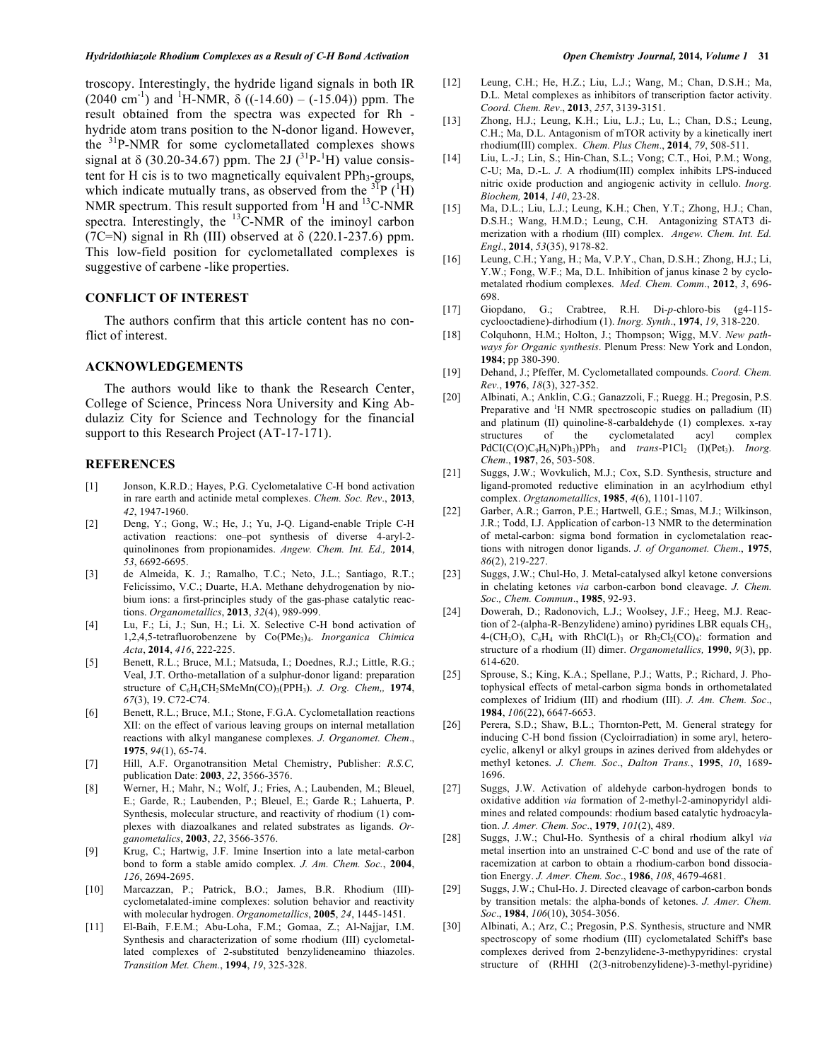troscopy. Interestingly, the hydride ligand signals in both IR (2040 $cm^{-1}$) and $^{1}H$-NMR, δ ((-14.60) – (-15.04)) ppm. The result obtained from the spectra was expected for Rh - hydride atom trans position to the N-donor ligand. However, the $^{31}P$-NMR for some cyclometallated complexes shows signal at δ (30.20-34.67) ppm. The 2J ($^{31}P$-$^{1}H$) value consistent for H cis is to two magnetically equivalent $PPh_3$-groups, which indicate mutually trans, as observed from the $^{31}P$ ($^{1}H$) NMR spectrum. This result supported from $^{1}H$ and $^{13}C$-NMR spectra. Interestingly, the $^{13}C$-NMR of the iminoyl carbon (7C=N) signal in Rh (III) observed at δ (220.1-237.6) ppm. This low-field position for cyclometallated complexes is suggestive of carbene -like properties.

## CONFLICT OF INTEREST

The authors confirm that this article content has no conflict of interest.

## ACKNOWLEDGEMENTS

The authors would like to thank the Research Center, College of Science, Princess Nora University and King Abdulaziz City for Science and Technology for the financial support to this Research Project (AT-17-171).

## REFERENCES

[1] Jonson, K.R.D.; Hayes, P.G. Cyclometalative C-H bond activation in rare earth and actinide metal complexes. *Chem. Soc. Rev*., **2013**, *42*, 1947-1960.

[2] Deng, Y.; Gong, W.; He, J.; Yu, J-Q. Ligand-enable Triple C-H activation reactions: one–pot synthesis of diverse 4-aryl-2-quinolinones from propionamides. *Angew. Chem. Int. Ed.,* **2014**, *53*, 6692-6695.

[3] de Almeida, K. J.; Ramalho, T.C.; Neto, J.L.; Santiago, R.T.; Felicíssimo, V.C.; Duarte, H.A. Methane dehydrogenation by niobium ions: a first-principles study of the gas-phase catalytic reactions. *Organometallics*, **2013**, *32*(4), 989-999.

[4] Lu, F.; Li, J.; Sun, H.; Li. X. Selective C-H bond activation of 1,2,4,5-tetrafluorobenzene by $Co(PMe_3)_4$. *Inorganica Chimica Acta*, **2014**, *416*, 222-225.

[5] Benett, R.L.; Bruce, M.I.; Matsuda, I.; Doednes, R.J.; Little, R.G.; Veal, J.T. Ortho-metallation of a sulphur-donor ligand: preparation structure of $C_6H_4CH_2SMeMn(CO)_3(PPH_3)$. *J. Org. Chem,,* **1974**, *67*(3), 19. C72-C74.

[6] Benett, R.L.; Bruce, M.I.; Stone, F.G.A. Cyclometallation reactions XII: on the effect of various leaving groups on internal metallation reactions with alkyl manganese complexes. *J. Organomet. Chem*., **1975**, *94*(1), 65-74.

[7] Hill, A.F. Organotransition Metal Chemistry, Publisher: *R.S.C,* publication Date: **2003**, *22*, 3566-3576.

[8] Werner, H.; Mahr, N.; Wolf, J.; Fries, A.; Laubenden, M.; Bleuel, E.; Garde, R.; Laubenden, P.; Bleuel, E.; Garde R.; Lahuerta, P. Synthesis, molecular structure, and reactivity of rhodium (1) complexes with diazoalkanes and related substrates as ligands. *Organometallics*, **2003**, *22*, 3566-3576.

[9] Krug, C.; Hartwig, J.F. Imine Insertion into a late metal-carbon bond to form a stable amido complex. *J. Am. Chem. Soc.*, **2004**, *126*, 2694-2695.

[10] Marcazzan, P.; Patrick, B.O.; James, B.R. Rhodium (III)-cyclometalated-imine complexes: solution behavior and reactivity with molecular hydrogen. *Organometallics*, **2005**, *24*, 1445-1451.

[11] El-Baih, F.E.M.; Abu-Loha, F.M.; Gomaa, Z.; Al-Najjar, I.M. Synthesis and characterization of some rhodium (III) cyclometallated complexes of 2-substituted benzylideneamino thiazoles. *Transition Met. Chem.*, **1994**, *19*, 325-328.

[12] Leung, C.H.; He, H.Z.; Liu, L.J.; Wang, M.; Chan, D.S.H.; Ma, D.L. Metal complexes as inhibitors of transcription factor activity. *Coord. Chem. Rev*., **2013**, *257*, 3139-3151.

[13] Zhong, H.J.; Leung, K.H.; Liu, L.J.; Lu, L.; Chan, D.S.; Leung, C.H.; Ma, D.L. Antagonism of mTOR activity by a kinetically inert rhodium(III) complex. *Chem. Plus Chem*., **2014**, *79*, 508-511.

[14] Liu, L.-J.; Lin, S.; Hin-Chan, S.L.; Vong; C.T., Hoi, P.M.; Wong, C-U; Ma, D.-L. *J.* A rhodium(III) complex inhibits LPS-induced nitric oxide production and angiogenic activity in cellulo. *Inorg. Biochem,* **2014**, *140*, 23-28.

[15] Ma, D.L.; Liu, L.J.; Leung, K.H.; Chen, Y.T.; Zhong, H.J.; Chan, D.S.H.; Wang, H.M.D.; Leung, C.H. Antagonizing STAT3 dimerization with a rhodium (III) complex. *Angew. Chem. Int. Ed. Engl*., **2014**, *53*(35), 9178-82.

[16] Leung, C.H.; Yang, H.; Ma, V.P.Y., Chan, D.S.H.; Zhong, H.J.; Li, Y.W.; Fong, W.F.; Ma, D.L. Inhibition of janus kinase 2 by cyclometalated rhodium complexes. *Med. Chem. Comm*., **2012**, *3*, 696-698.

[17] Giopdano, G.; Crabtree, R.H. Di-*p*-chloro-bis (g4-115-cyclooctadiene)-dirhodium (1). *Inorg. Synth*., **1974**, *19*, 318-220.

[18] Colquhonn, H.M.; Holton, J.; Thompson; Wigg, M.V. *New pathways for Organic synthesis*. Plenum Press: New York and London, **1984**; pp 380-390.

[19] Dehand, J.; Pfeffer, M. Cyclometallated compounds. *Coord. Chem. Rev.*, **1976**, *18*(3), 327-352.

[20] Albinati, A.; Anklin, C.G.; Ganazzoli, F.; Ruegg. H.; Pregosin, P.S. Preparative and $^{1}H$ NMR spectroscopic studies on palladium (II) and platinum (II) quinoline-8-carbaldehyde (1) complexes. x-ray structures of the cyclometalated acyl complex $PdCI(C(O)C_9H_6N)Ph_3)PPh_3$ and *trans*-$P1Cl_2$ (I)($Pet_3$). *Inorg. Chem*., **1987**, 26, 503-508.

[21] Suggs, J.W.; Wovkulich, M.J.; Cox, S.D. Synthesis, structure and ligand-promoted reductive elimination in an acylrhodium ethyl complex. *Orgtanometallics*, **1985**, *4*(6), 1101-1107.

[22] Garber, A.R.; Garron, P.E.; Hartwell, G.E.; Smas, M.J.; Wilkinson, J.R.; Todd, I.J. Application of carbon-13 NMR to the determination of metal-carbon: sigma bond formation in cyclometalation reactions with nitrogen donor ligands. *J. of Organomet. Chem*., **1975**, *86*(2), 219-227.

[23] Suggs, J.W.; Chul-Ho, J. Metal-catalysed alkyl ketone conversions in chelating ketones *via* carbon-carbon bond cleavage. *J. Chem. Soc., Chem. Commun*., **1985**, 92-93.

[24] Dowerah, D.; Radonovich, L.J.; Woolsey, J.F.; Heeg, M.J. Reaction of 2-(alpha-R-Benzylidene) amino) pyridines LBR equals $CH_3$, 4-($CH_3O$), $C_6H_4$ with $RhCl(L)_3$ or $Rh_2Cl_2(CO)_4$: formation and structure of a rhodium (II) dimer. *Organometallics,* **1990**, *9*(3), pp. 614-620.

[25] Sprouse, S.; King, K.A.; Spellane, P.J.; Watts, P.; Richard, J. Photophysical effects of metal-carbon sigma bonds in orthometalated complexes of Iridium (III) and rhodium (III). *J. Am. Chem. Soc*., **1984**, *106*(22), 6647-6653.

[26] Perera, S.D.; Shaw, B.L.; Thornton-Pett, M. General strategy for inducing C-H bond fission (Cycloirradiation) in some aryl, heterocyclic, alkenyl or alkyl groups in azines derived from aldehydes or methyl ketones. *J. Chem. Soc*., *Dalton Trans.*, **1995**, *10*, 1689-1696.

[27] Suggs, J.W. Activation of aldehyde carbon-hydrogen bonds to oxidative addition *via* formation of 2-methyl-2-aminopyridyl aldimines and related compounds: rhodium based catalytic hydroacylation. *J. Amer. Chem. Soc*., **1979**, *101*(2), 489.

[28] Suggs, J.W.; Chul-Ho. Synthesis of a chiral rhodium alkyl *via* metal insertion into an unstrained C-C bond and use of the rate of racemization at carbon to obtain a rhodium-carbon bond dissociation Energy. *J. Amer. Chem. Soc*., **1986**, *108*, 4679-4681.

[29] Suggs, J.W.; Chul-Ho. J. Directed cleavage of carbon-carbon bonds by transition metals: the alpha-bonds of ketones. *J. Amer. Chem. Soc*., **1984**, *106*(10), 3054-3056.

[30] Albinati, A.; Arz, C.; Pregosin, P.S. Synthesis, structure and NMR spectroscopy of some rhodium (III) cyclometalated Schiff's base complexes derived from 2-benzylidene-3-methypyridines: crystal structure of (RHHI (2(3-nitrobenzylidene)-3-methyl-pyridine)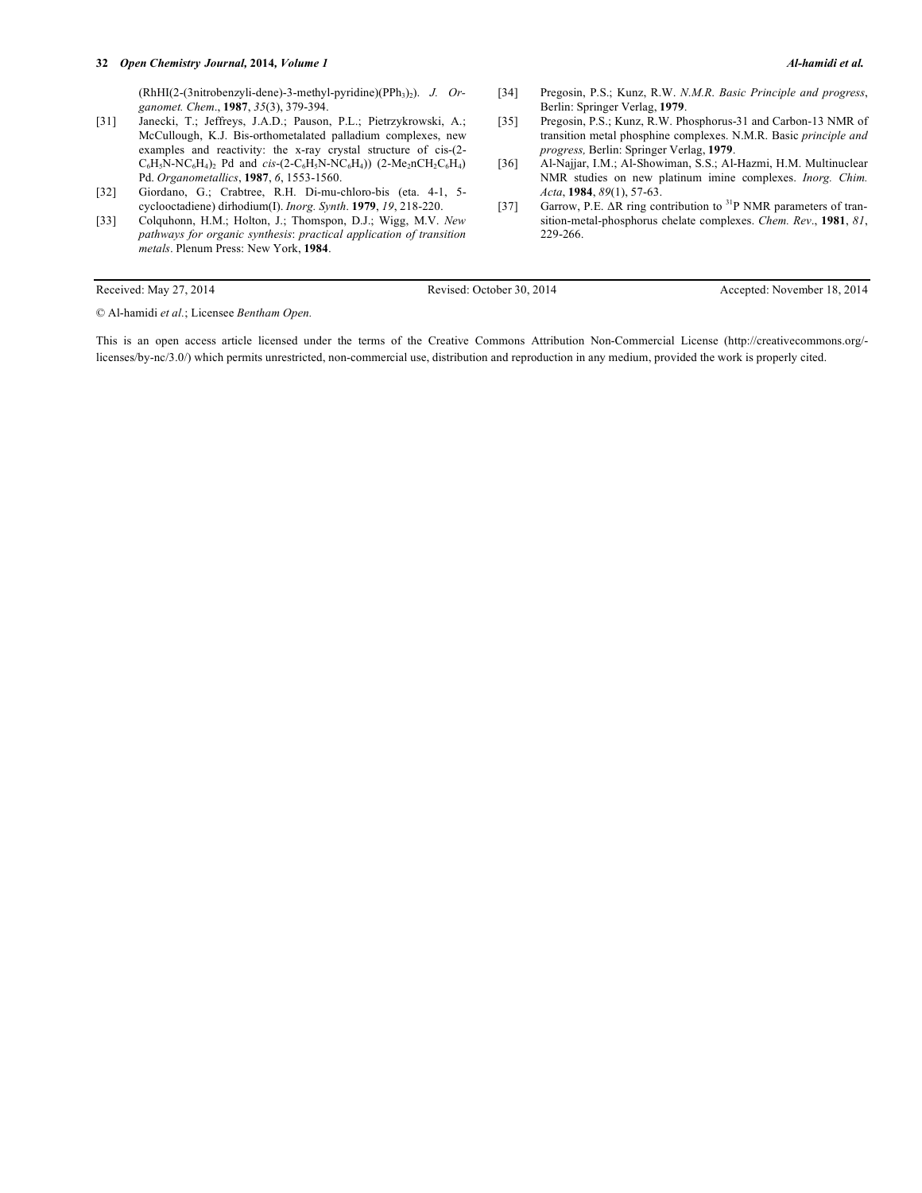(RhHI(2-(3nitrobenzyli-dene)-3-methyl-pyridine)$(PPh_3)_2$). *J. Organomet. Chem*., **1987**, *35*(3), 379-394.

[31] Janecki, T.; Jeffreys, J.A.D.; Pauson, P.L.; Pietrzykrowski, A.; McCullough, K.J. Bis-orthometalated palladium complexes, new examples and reactivity: the x-ray crystal structure of cis-(2-$C_6H_5N$-$NC_6H_4)_2$ Pd and *cis*-(2-$C_6H_5N$-$NC_6H_4$)) (2-$Me_2nCH_2C_6H_4$) Pd. *Organometallics*, **1987**, *6*, 1553-1560.

[32] Giordano, G.; Crabtree, R.H. Di-mu-chloro-bis (eta. 4-1, 5-cyclooctadiene) dirhodium(I). *Inorg. Synth*. **1979**, *19*, 218-220.

[33] Colquhonn, H.M.; Holton, J.; Thomspon, D.J.; Wigg, M.V. *New pathways for organic synthesis*: *practical application of transition metals*. Plenum Press: New York, **1984**.

[34] Pregosin, P.S.; Kunz, R.W. *N.M.R. Basic Principle and progress*, Berlin: Springer Verlag, **1979**.

[35] Pregosin, P.S.; Kunz, R.W. Phosphorus-31 and Carbon-13 NMR of transition metal phosphine complexes. N.M.R. Basic *principle and progress,* Berlin: Springer Verlag, **1979**.

[36] Al-Najjar, I.M.; Al-Showiman, S.S.; Al-Hazmi, H.M. Multinuclear NMR studies on new platinum imine complexes. *Inorg. Chim. Acta*, **1984**, *89*(1), 57-63.

[37] Garrow, P.E. ΔR ring contribution to $^{31}P$ NMR parameters of transition-metal-phosphorus chelate complexes. *Chem. Rev*., **1981**, *81*, 229-266.

Received: May 27, 2014 Revised: October 30, 2014 Accepted: November 18, 2014

© Al-hamidi *et al.*; Licensee *Bentham Open.*

This is an open access article licensed under the terms of the Creative Commons Attribution Non-Commercial License (http://creativecommons.org/-licenses/by-nc/3.0/) which permits unrestricted, non-commercial use, distribution and reproduction in any medium, provided the work is properly cited.